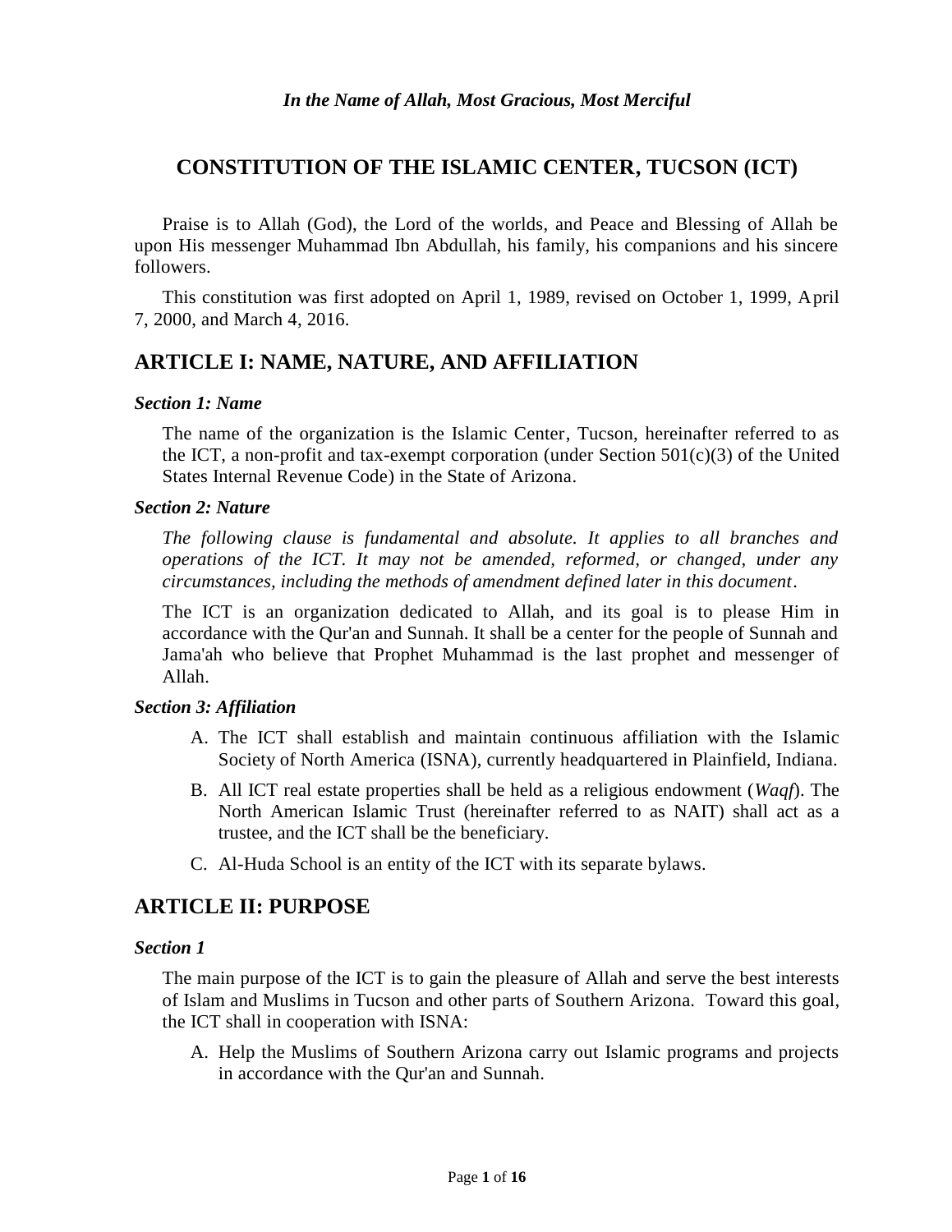*In the Name of Allah, Most Gracious, Most Merciful*

# CONSTITUTION OF THE ISLAMIC CENTER, TUCSON (ICT)

Praise is to Allah (God), the Lord of the worlds, and Peace and Blessing of Allah be upon His messenger Muhammad Ibn Abdullah, his family, his companions and his sincere followers.

This constitution was first adopted on April 1, 1989, revised on October 1, 1999, April 7, 2000, and March 4, 2016.

## ARTICLE I: NAME, NATURE, AND AFFILIATION

### *Section 1: Name*

The name of the organization is the Islamic Center, Tucson, hereinafter referred to as the ICT, a non-profit and tax-exempt corporation (under Section 501(c)(3) of the United States Internal Revenue Code) in the State of Arizona.

### *Section 2: Nature*

*The following clause is fundamental and absolute. It applies to all branches and operations of the ICT. It may not be amended, reformed, or changed, under any circumstances, including the methods of amendment defined later in this document.*

The ICT is an organization dedicated to Allah, and its goal is to please Him in accordance with the Qur'an and Sunnah. It shall be a center for the people of Sunnah and Jama'ah who believe that Prophet Muhammad is the last prophet and messenger of Allah.

### *Section 3: Affiliation*

A. The ICT shall establish and maintain continuous affiliation with the Islamic Society of North America (ISNA), currently headquartered in Plainfield, Indiana.

B. All ICT real estate properties shall be held as a religious endowment (*Waqf*). The North American Islamic Trust (hereinafter referred to as NAIT) shall act as a trustee, and the ICT shall be the beneficiary.

C. Al-Huda School is an entity of the ICT with its separate bylaws.

## ARTICLE II: PURPOSE

### *Section 1*

The main purpose of the ICT is to gain the pleasure of Allah and serve the best interests of Islam and Muslims in Tucson and other parts of Southern Arizona. Toward this goal, the ICT shall in cooperation with ISNA:

A. Help the Muslims of Southern Arizona carry out Islamic programs and projects in accordance with the Qur'an and Sunnah.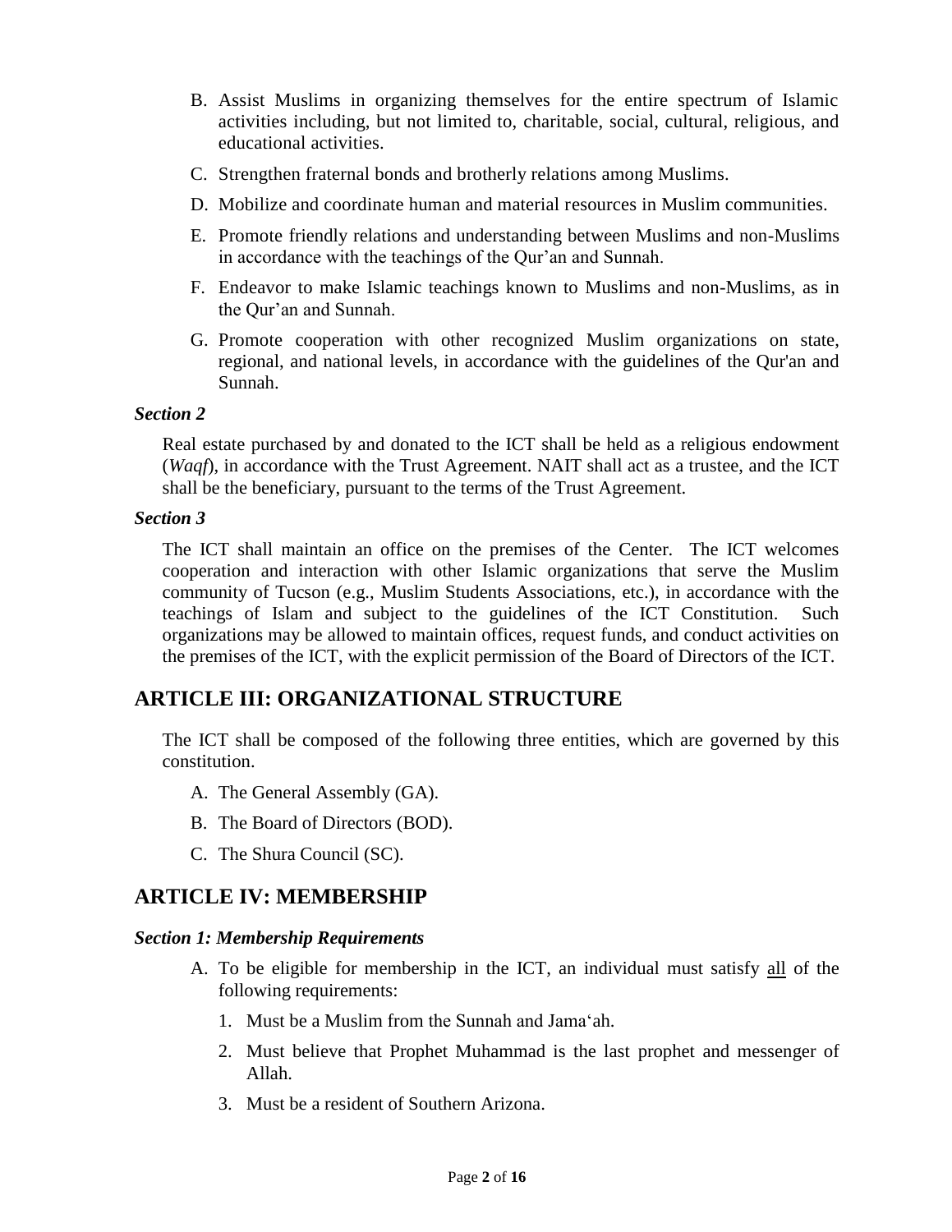B. Assist Muslims in organizing themselves for the entire spectrum of Islamic activities including, but not limited to, charitable, social, cultural, religious, and educational activities.

C. Strengthen fraternal bonds and brotherly relations among Muslims.

D. Mobilize and coordinate human and material resources in Muslim communities.

E. Promote friendly relations and understanding between Muslims and non-Muslims in accordance with the teachings of the Qur'an and Sunnah.

F. Endeavor to make Islamic teachings known to Muslims and non-Muslims, as in the Qur'an and Sunnah.

G. Promote cooperation with other recognized Muslim organizations on state, regional, and national levels, in accordance with the guidelines of the Qur'an and Sunnah.

### *Section 2*

Real estate purchased by and donated to the ICT shall be held as a religious endowment (*Waqf*), in accordance with the Trust Agreement. NAIT shall act as a trustee, and the ICT shall be the beneficiary, pursuant to the terms of the Trust Agreement.

### *Section 3*

The ICT shall maintain an office on the premises of the Center. The ICT welcomes cooperation and interaction with other Islamic organizations that serve the Muslim community of Tucson (e.g., Muslim Students Associations, etc.), in accordance with the teachings of Islam and subject to the guidelines of the ICT Constitution. Such organizations may be allowed to maintain offices, request funds, and conduct activities on the premises of the ICT, with the explicit permission of the Board of Directors of the ICT.

## ARTICLE III: ORGANIZATIONAL STRUCTURE

The ICT shall be composed of the following three entities, which are governed by this constitution.

A. The General Assembly (GA).

B. The Board of Directors (BOD).

C. The Shura Council (SC).

## ARTICLE IV: MEMBERSHIP

### *Section 1: Membership Requirements*

A. To be eligible for membership in the ICT, an individual must satisfy all of the following requirements:

1. Must be a Muslim from the Sunnah and Jama'ah.
2. Must believe that Prophet Muhammad is the last prophet and messenger of Allah.
3. Must be a resident of Southern Arizona.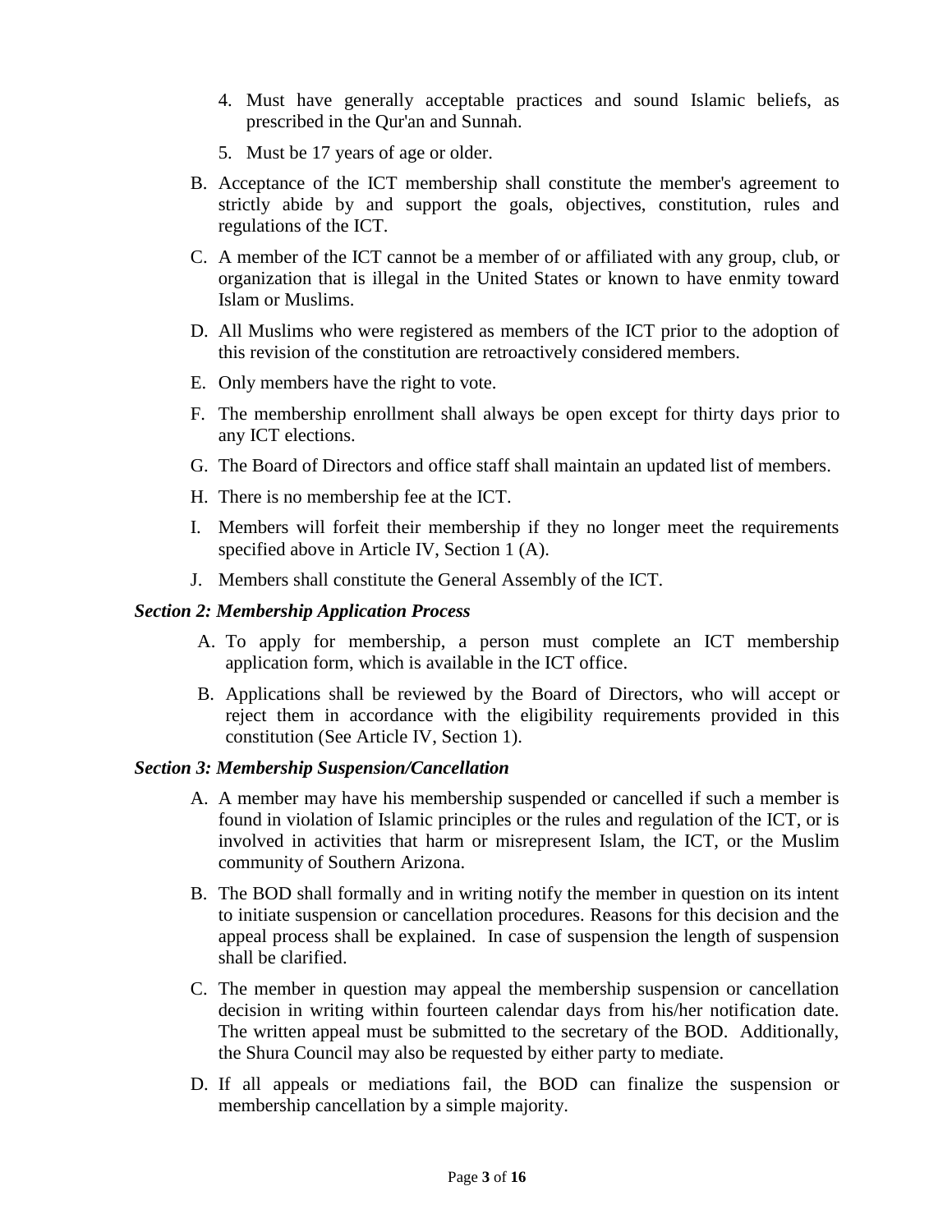4. Must have generally acceptable practices and sound Islamic beliefs, as prescribed in the Qur'an and Sunnah.
5. Must be 17 years of age or older.

B. Acceptance of the ICT membership shall constitute the member's agreement to strictly abide by and support the goals, objectives, constitution, rules and regulations of the ICT.

C. A member of the ICT cannot be a member of or affiliated with any group, club, or organization that is illegal in the United States or known to have enmity toward Islam or Muslims.

D. All Muslims who were registered as members of the ICT prior to the adoption of this revision of the constitution are retroactively considered members.

E. Only members have the right to vote.

F. The membership enrollment shall always be open except for thirty days prior to any ICT elections.

G. The Board of Directors and office staff shall maintain an updated list of members.

H. There is no membership fee at the ICT.

I. Members will forfeit their membership if they no longer meet the requirements specified above in Article IV, Section 1 (A).

J. Members shall constitute the General Assembly of the ICT.

### *Section 2: Membership Application Process*

A. To apply for membership, a person must complete an ICT membership application form, which is available in the ICT office.

B. Applications shall be reviewed by the Board of Directors, who will accept or reject them in accordance with the eligibility requirements provided in this constitution (See Article IV, Section 1).

### *Section 3: Membership Suspension/Cancellation*

A. A member may have his membership suspended or cancelled if such a member is found in violation of Islamic principles or the rules and regulation of the ICT, or is involved in activities that harm or misrepresent Islam, the ICT, or the Muslim community of Southern Arizona.

B. The BOD shall formally and in writing notify the member in question on its intent to initiate suspension or cancellation procedures. Reasons for this decision and the appeal process shall be explained. In case of suspension the length of suspension shall be clarified.

C. The member in question may appeal the membership suspension or cancellation decision in writing within fourteen calendar days from his/her notification date. The written appeal must be submitted to the secretary of the BOD. Additionally, the Shura Council may also be requested by either party to mediate.

D. If all appeals or mediations fail, the BOD can finalize the suspension or membership cancellation by a simple majority.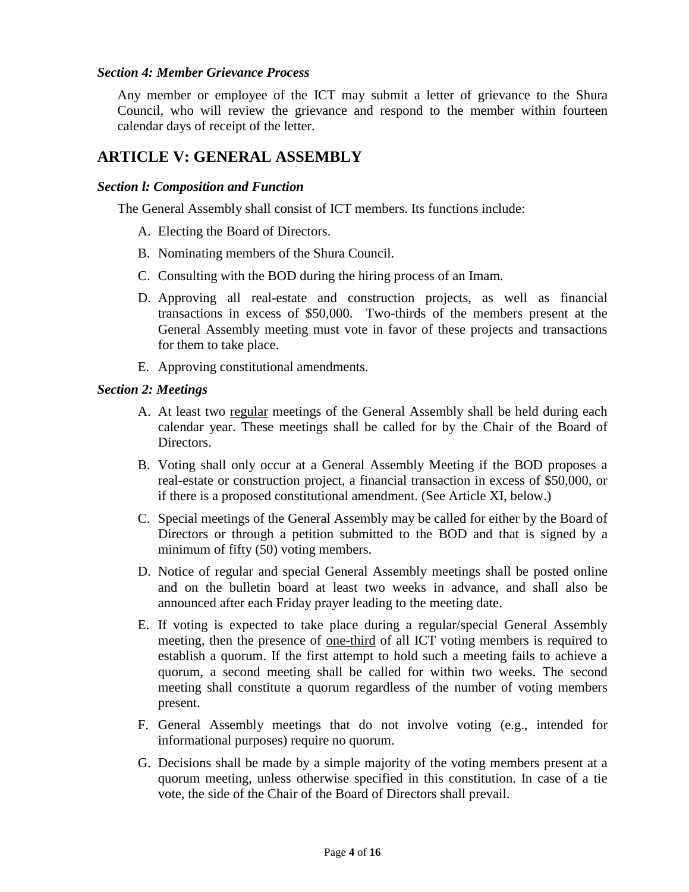### *Section 4: Member Grievance Process*

Any member or employee of the ICT may submit a letter of grievance to the Shura Council, who will review the grievance and respond to the member within fourteen calendar days of receipt of the letter.

## ARTICLE V: GENERAL ASSEMBLY

### *Section l: Composition and Function*

The General Assembly shall consist of ICT members. Its functions include:

A. Electing the Board of Directors.

B. Nominating members of the Shura Council.

C. Consulting with the BOD during the hiring process of an Imam.

D. Approving all real-estate and construction projects, as well as financial transactions in excess of $50,000. Two-thirds of the members present at the General Assembly meeting must vote in favor of these projects and transactions for them to take place.

E. Approving constitutional amendments.

### *Section 2: Meetings*

A. At least two regular meetings of the General Assembly shall be held during each calendar year. These meetings shall be called for by the Chair of the Board of Directors.

B. Voting shall only occur at a General Assembly Meeting if the BOD proposes a real-estate or construction project, a financial transaction in excess of $50,000, or if there is a proposed constitutional amendment. (See Article XI, below.)

C. Special meetings of the General Assembly may be called for either by the Board of Directors or through a petition submitted to the BOD and that is signed by a minimum of fifty (50) voting members.

D. Notice of regular and special General Assembly meetings shall be posted online and on the bulletin board at least two weeks in advance, and shall also be announced after each Friday prayer leading to the meeting date.

E. If voting is expected to take place during a regular/special General Assembly meeting, then the presence of one-third of all ICT voting members is required to establish a quorum. If the first attempt to hold such a meeting fails to achieve a quorum, a second meeting shall be called for within two weeks. The second meeting shall constitute a quorum regardless of the number of voting members present.

F. General Assembly meetings that do not involve voting (e.g., intended for informational purposes) require no quorum.

G. Decisions shall be made by a simple majority of the voting members present at a quorum meeting, unless otherwise specified in this constitution. In case of a tie vote, the side of the Chair of the Board of Directors shall prevail.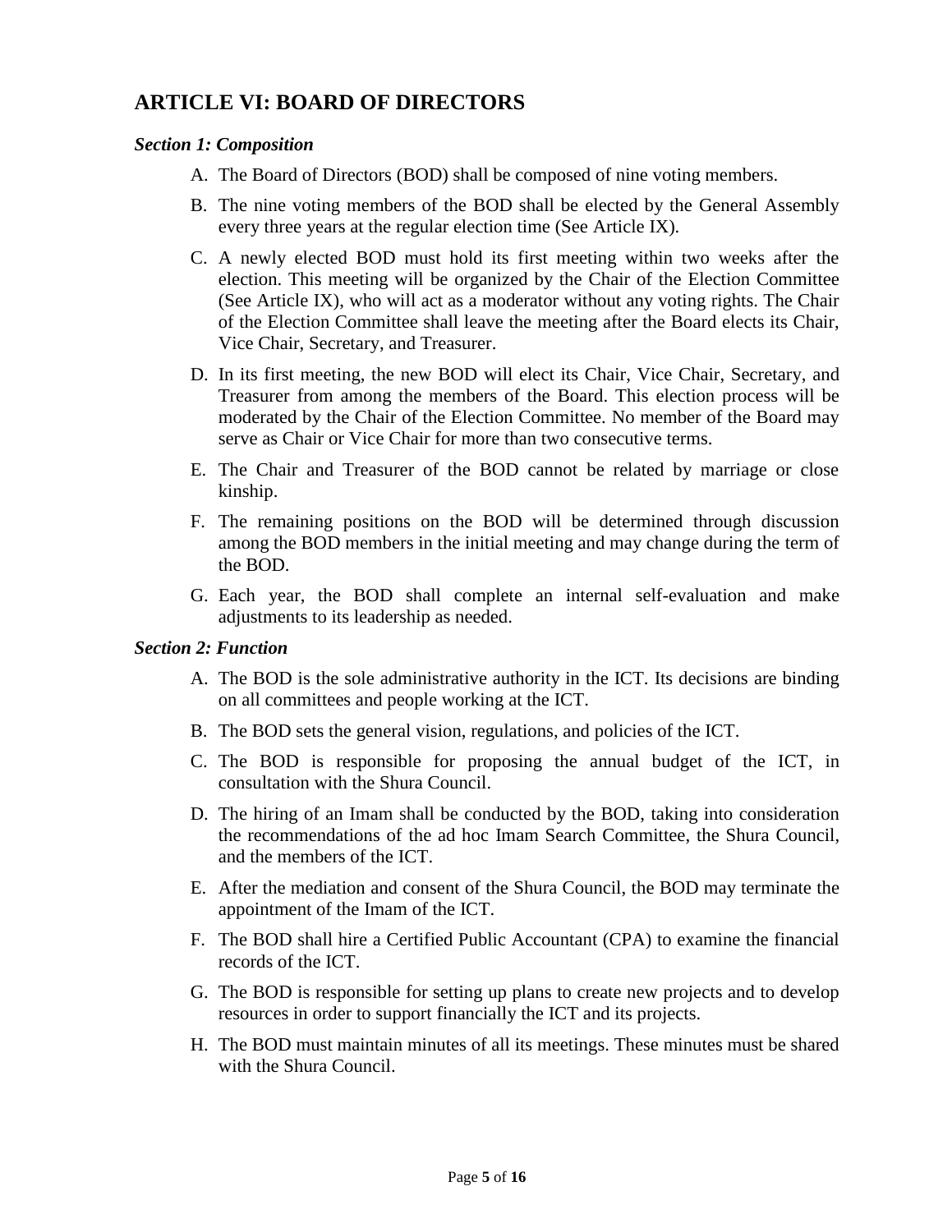## ARTICLE VI: BOARD OF DIRECTORS

***Section 1: Composition***

A. The Board of Directors (BOD) shall be composed of nine voting members.

B. The nine voting members of the BOD shall be elected by the General Assembly every three years at the regular election time (See Article IX).

C. A newly elected BOD must hold its first meeting within two weeks after the election. This meeting will be organized by the Chair of the Election Committee (See Article IX), who will act as a moderator without any voting rights. The Chair of the Election Committee shall leave the meeting after the Board elects its Chair, Vice Chair, Secretary, and Treasurer.

D. In its first meeting, the new BOD will elect its Chair, Vice Chair, Secretary, and Treasurer from among the members of the Board. This election process will be moderated by the Chair of the Election Committee. No member of the Board may serve as Chair or Vice Chair for more than two consecutive terms.

E. The Chair and Treasurer of the BOD cannot be related by marriage or close kinship.

F. The remaining positions on the BOD will be determined through discussion among the BOD members in the initial meeting and may change during the term of the BOD.

G. Each year, the BOD shall complete an internal self-evaluation and make adjustments to its leadership as needed.

***Section 2: Function***

A. The BOD is the sole administrative authority in the ICT. Its decisions are binding on all committees and people working at the ICT.

B. The BOD sets the general vision, regulations, and policies of the ICT.

C. The BOD is responsible for proposing the annual budget of the ICT, in consultation with the Shura Council.

D. The hiring of an Imam shall be conducted by the BOD, taking into consideration the recommendations of the ad hoc Imam Search Committee, the Shura Council, and the members of the ICT.

E. After the mediation and consent of the Shura Council, the BOD may terminate the appointment of the Imam of the ICT.

F. The BOD shall hire a Certified Public Accountant (CPA) to examine the financial records of the ICT.

G. The BOD is responsible for setting up plans to create new projects and to develop resources in order to support financially the ICT and its projects.

H. The BOD must maintain minutes of all its meetings. These minutes must be shared with the Shura Council.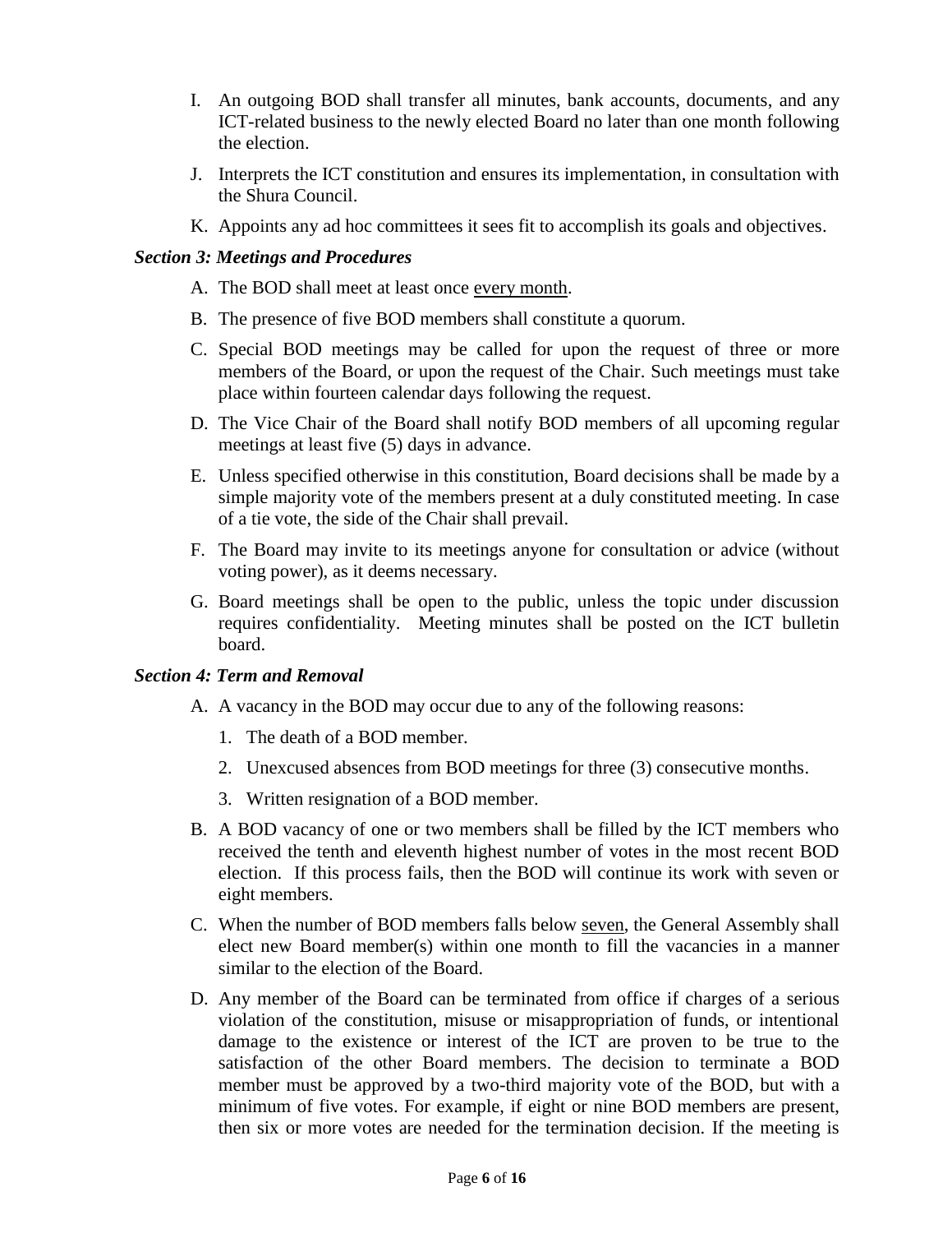I. An outgoing BOD shall transfer all minutes, bank accounts, documents, and any ICT-related business to the newly elected Board no later than one month following the election.

J. Interprets the ICT constitution and ensures its implementation, in consultation with the Shura Council.

K. Appoints any ad hoc committees it sees fit to accomplish its goals and objectives.

### *Section 3: Meetings and Procedures*

A. The BOD shall meet at least once <u>every month</u>.

B. The presence of five BOD members shall constitute a quorum.

C. Special BOD meetings may be called for upon the request of three or more members of the Board, or upon the request of the Chair. Such meetings must take place within fourteen calendar days following the request.

D. The Vice Chair of the Board shall notify BOD members of all upcoming regular meetings at least five (5) days in advance.

E. Unless specified otherwise in this constitution, Board decisions shall be made by a simple majority vote of the members present at a duly constituted meeting. In case of a tie vote, the side of the Chair shall prevail.

F. The Board may invite to its meetings anyone for consultation or advice (without voting power), as it deems necessary.

G. Board meetings shall be open to the public, unless the topic under discussion requires confidentiality. Meeting minutes shall be posted on the ICT bulletin board.

### *Section 4: Term and Removal*

A. A vacancy in the BOD may occur due to any of the following reasons:

   1. The death of a BOD member.
   2. Unexcused absences from BOD meetings for three (3) consecutive months.
   3. Written resignation of a BOD member.

B. A BOD vacancy of one or two members shall be filled by the ICT members who received the tenth and eleventh highest number of votes in the most recent BOD election. If this process fails, then the BOD will continue its work with seven or eight members.

C. When the number of BOD members falls below <u>seven</u>, the General Assembly shall elect new Board member(s) within one month to fill the vacancies in a manner similar to the election of the Board.

D. Any member of the Board can be terminated from office if charges of a serious violation of the constitution, misuse or misappropriation of funds, or intentional damage to the existence or interest of the ICT are proven to be true to the satisfaction of the other Board members. The decision to terminate a BOD member must be approved by a two-third majority vote of the BOD, but with a minimum of five votes. For example, if eight or nine BOD members are present, then six or more votes are needed for the termination decision. If the meeting is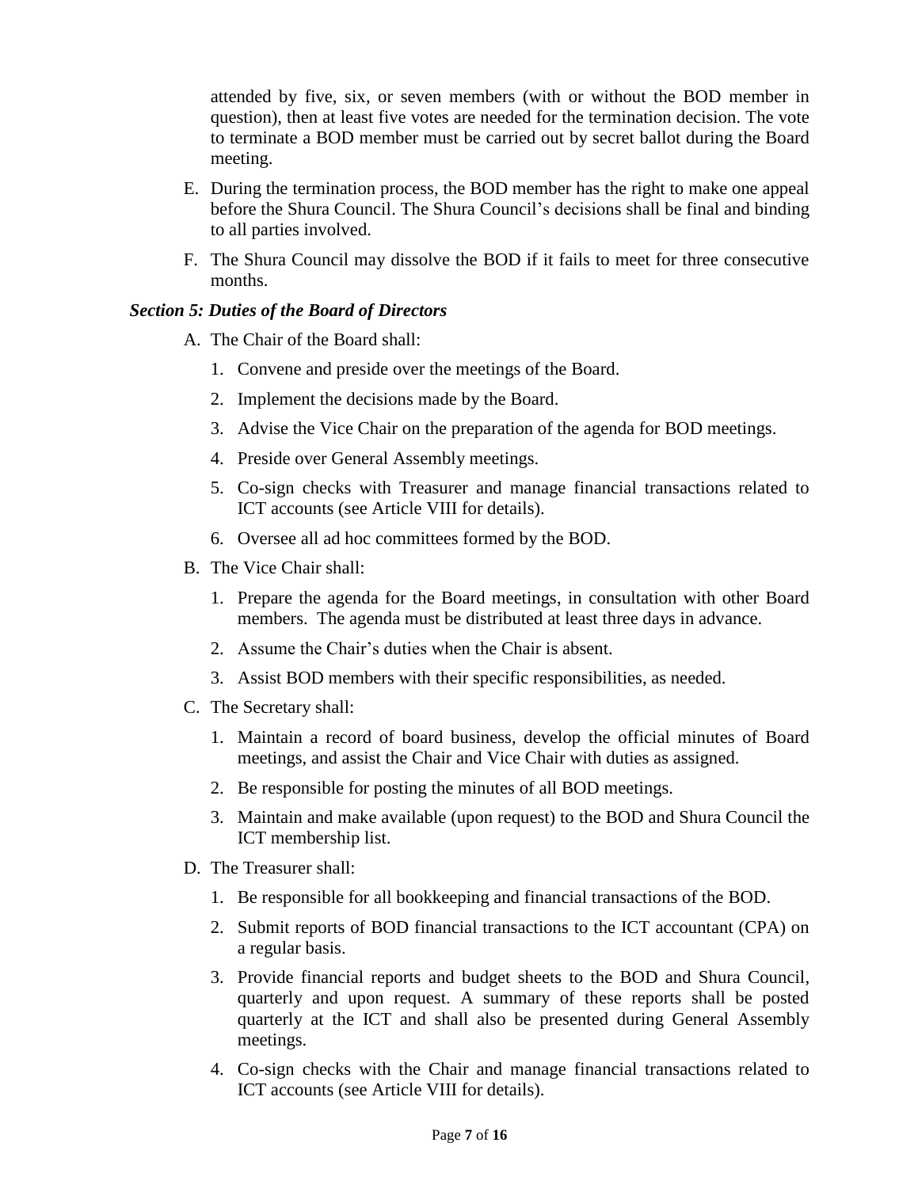attended by five, six, or seven members (with or without the BOD member in question), then at least five votes are needed for the termination decision. The vote to terminate a BOD member must be carried out by secret ballot during the Board meeting.

E. During the termination process, the BOD member has the right to make one appeal before the Shura Council. The Shura Council's decisions shall be final and binding to all parties involved.

F. The Shura Council may dissolve the BOD if it fails to meet for three consecutive months.

### *Section 5: Duties of the Board of Directors*

A. The Chair of the Board shall:

  1. Convene and preside over the meetings of the Board.
  2. Implement the decisions made by the Board.
  3. Advise the Vice Chair on the preparation of the agenda for BOD meetings.
  4. Preside over General Assembly meetings.
  5. Co-sign checks with Treasurer and manage financial transactions related to ICT accounts (see Article VIII for details).
  6. Oversee all ad hoc committees formed by the BOD.

B. The Vice Chair shall:

  1. Prepare the agenda for the Board meetings, in consultation with other Board members. The agenda must be distributed at least three days in advance.
  2. Assume the Chair's duties when the Chair is absent.
  3. Assist BOD members with their specific responsibilities, as needed.

C. The Secretary shall:

  1. Maintain a record of board business, develop the official minutes of Board meetings, and assist the Chair and Vice Chair with duties as assigned.
  2. Be responsible for posting the minutes of all BOD meetings.
  3. Maintain and make available (upon request) to the BOD and Shura Council the ICT membership list.

D. The Treasurer shall:

  1. Be responsible for all bookkeeping and financial transactions of the BOD.
  2. Submit reports of BOD financial transactions to the ICT accountant (CPA) on a regular basis.
  3. Provide financial reports and budget sheets to the BOD and Shura Council, quarterly and upon request. A summary of these reports shall be posted quarterly at the ICT and shall also be presented during General Assembly meetings.
  4. Co-sign checks with the Chair and manage financial transactions related to ICT accounts (see Article VIII for details).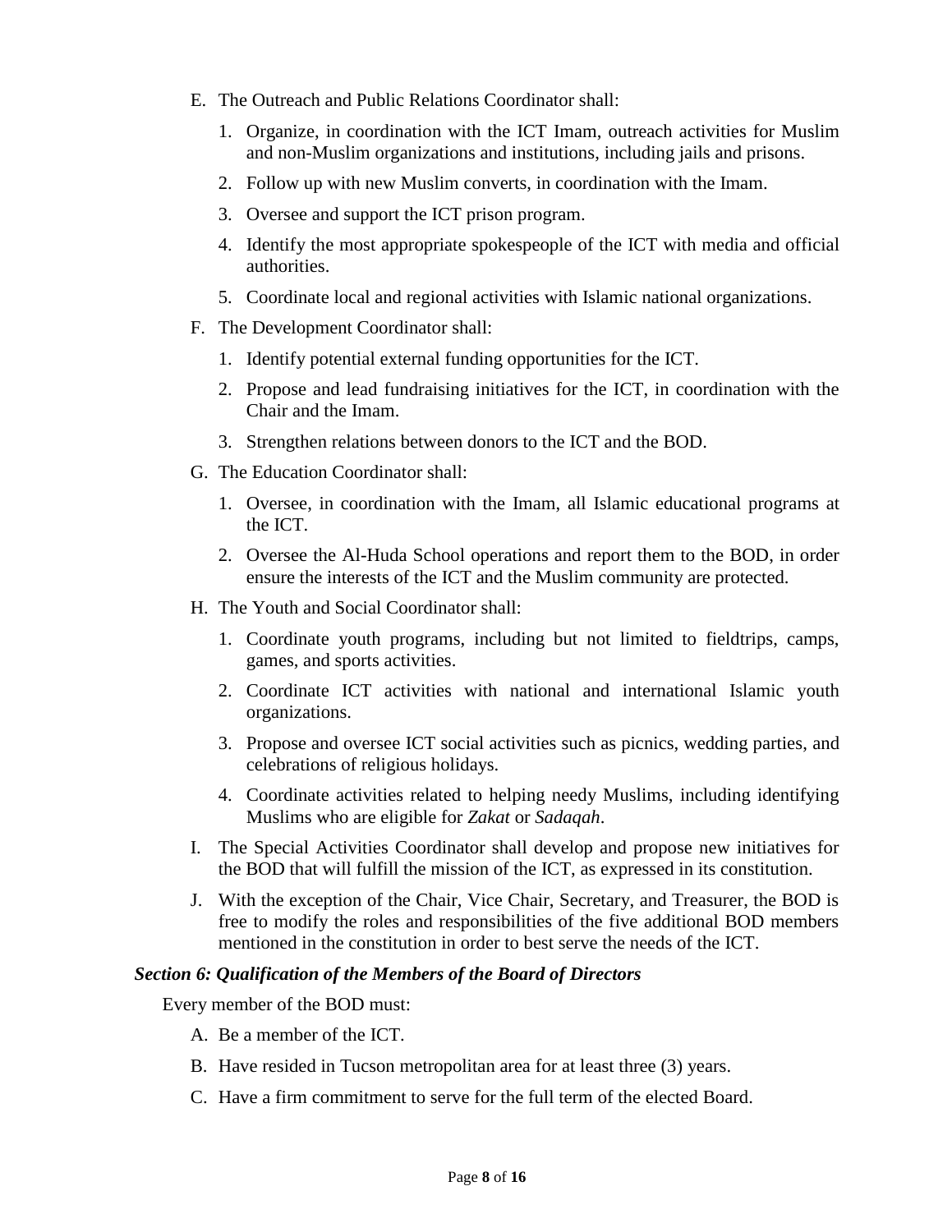E. The Outreach and Public Relations Coordinator shall:

   1. Organize, in coordination with the ICT Imam, outreach activities for Muslim and non-Muslim organizations and institutions, including jails and prisons.
   2. Follow up with new Muslim converts, in coordination with the Imam.
   3. Oversee and support the ICT prison program.
   4. Identify the most appropriate spokespeople of the ICT with media and official authorities.
   5. Coordinate local and regional activities with Islamic national organizations.

F. The Development Coordinator shall:

   1. Identify potential external funding opportunities for the ICT.
   2. Propose and lead fundraising initiatives for the ICT, in coordination with the Chair and the Imam.
   3. Strengthen relations between donors to the ICT and the BOD.

G. The Education Coordinator shall:

   1. Oversee, in coordination with the Imam, all Islamic educational programs at the ICT.
   2. Oversee the Al-Huda School operations and report them to the BOD, in order ensure the interests of the ICT and the Muslim community are protected.

H. The Youth and Social Coordinator shall:

   1. Coordinate youth programs, including but not limited to fieldtrips, camps, games, and sports activities.
   2. Coordinate ICT activities with national and international Islamic youth organizations.
   3. Propose and oversee ICT social activities such as picnics, wedding parties, and celebrations of religious holidays.
   4. Coordinate activities related to helping needy Muslims, including identifying Muslims who are eligible for *Zakat* or *Sadaqah*.

I. The Special Activities Coordinator shall develop and propose new initiatives for the BOD that will fulfill the mission of the ICT, as expressed in its constitution.

J. With the exception of the Chair, Vice Chair, Secretary, and Treasurer, the BOD is free to modify the roles and responsibilities of the five additional BOD members mentioned in the constitution in order to best serve the needs of the ICT.

### *Section 6: Qualification of the Members of the Board of Directors*

Every member of the BOD must:

A. Be a member of the ICT.

B. Have resided in Tucson metropolitan area for at least three (3) years.

C. Have a firm commitment to serve for the full term of the elected Board.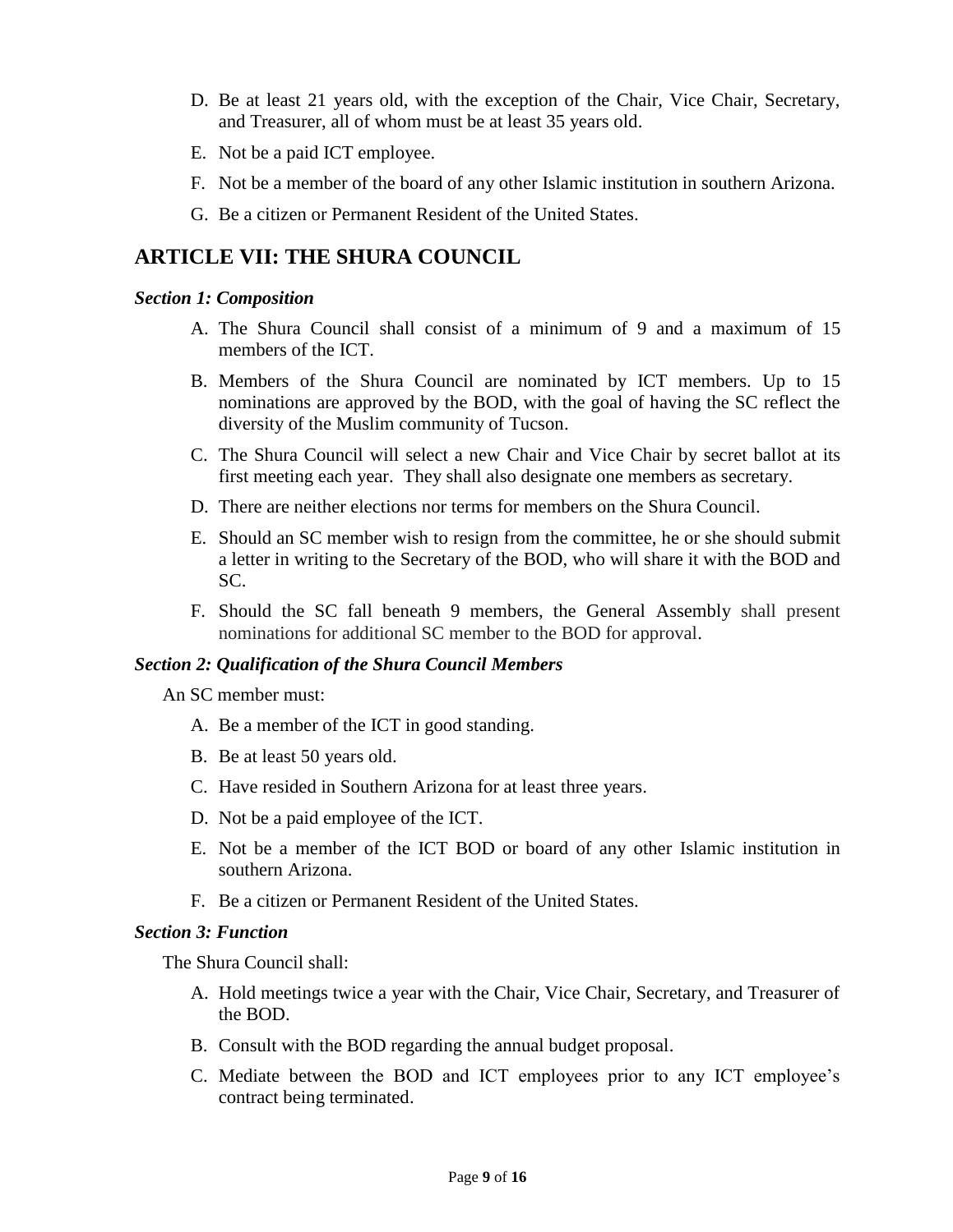D. Be at least 21 years old, with the exception of the Chair, Vice Chair, Secretary, and Treasurer, all of whom must be at least 35 years old.

E. Not be a paid ICT employee.

F. Not be a member of the board of any other Islamic institution in southern Arizona.

G. Be a citizen or Permanent Resident of the United States.

## ARTICLE VII: THE SHURA COUNCIL

### *Section 1: Composition*

A. The Shura Council shall consist of a minimum of 9 and a maximum of 15 members of the ICT.

B. Members of the Shura Council are nominated by ICT members. Up to 15 nominations are approved by the BOD, with the goal of having the SC reflect the diversity of the Muslim community of Tucson.

C. The Shura Council will select a new Chair and Vice Chair by secret ballot at its first meeting each year. They shall also designate one members as secretary.

D. There are neither elections nor terms for members on the Shura Council.

E. Should an SC member wish to resign from the committee, he or she should submit a letter in writing to the Secretary of the BOD, who will share it with the BOD and SC.

F. Should the SC fall beneath 9 members, the General Assembly shall present nominations for additional SC member to the BOD for approval.

### *Section 2: Qualification of the Shura Council Members*

An SC member must:

A. Be a member of the ICT in good standing.

B. Be at least 50 years old.

C. Have resided in Southern Arizona for at least three years.

D. Not be a paid employee of the ICT.

E. Not be a member of the ICT BOD or board of any other Islamic institution in southern Arizona.

F. Be a citizen or Permanent Resident of the United States.

### *Section 3: Function*

The Shura Council shall:

A. Hold meetings twice a year with the Chair, Vice Chair, Secretary, and Treasurer of the BOD.

B. Consult with the BOD regarding the annual budget proposal.

C. Mediate between the BOD and ICT employees prior to any ICT employee's contract being terminated.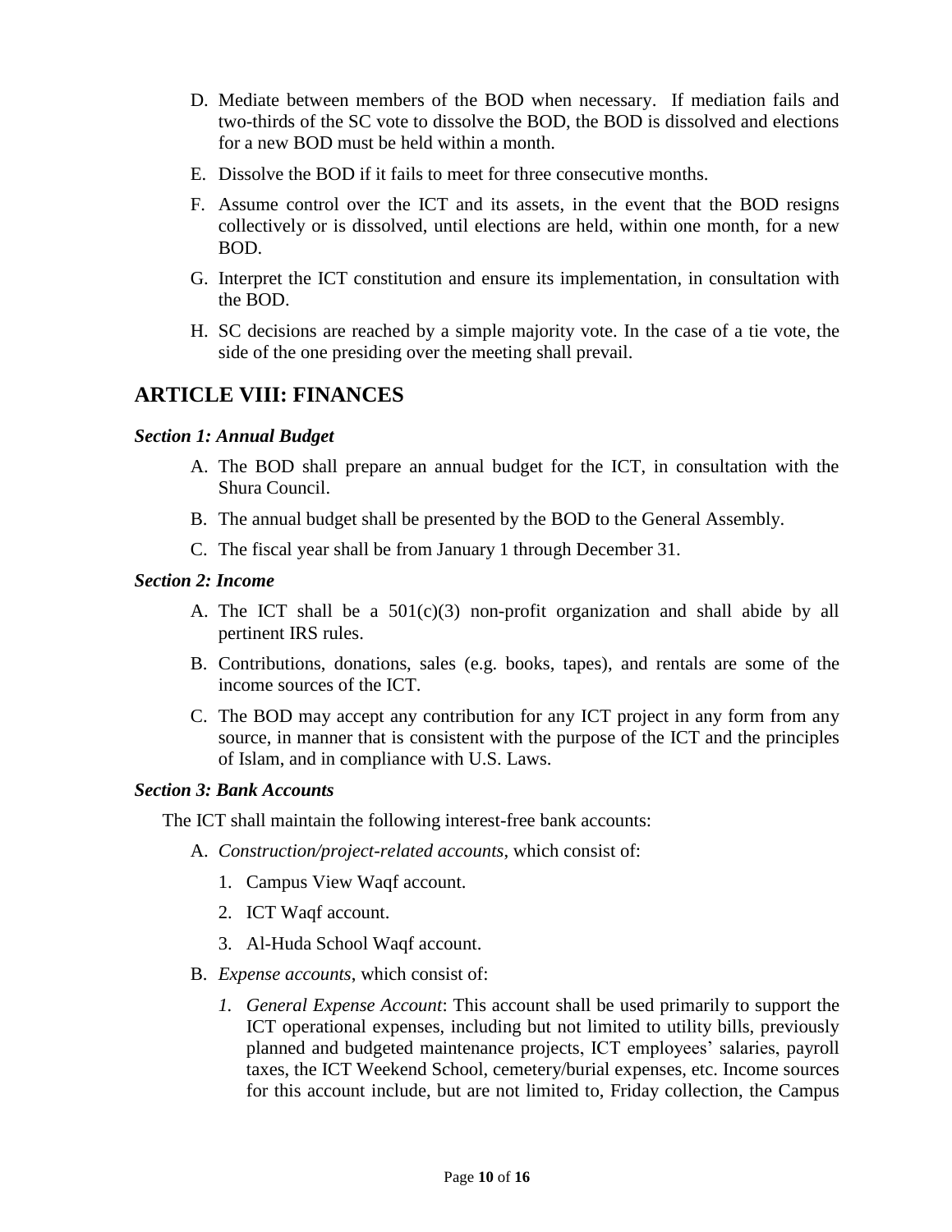D. Mediate between members of the BOD when necessary. If mediation fails and two-thirds of the SC vote to dissolve the BOD, the BOD is dissolved and elections for a new BOD must be held within a month.

E. Dissolve the BOD if it fails to meet for three consecutive months.

F. Assume control over the ICT and its assets, in the event that the BOD resigns collectively or is dissolved, until elections are held, within one month, for a new BOD.

G. Interpret the ICT constitution and ensure its implementation, in consultation with the BOD.

H. SC decisions are reached by a simple majority vote. In the case of a tie vote, the side of the one presiding over the meeting shall prevail.

## ARTICLE VIII: FINANCES

### *Section 1: Annual Budget*

A. The BOD shall prepare an annual budget for the ICT, in consultation with the Shura Council.

B. The annual budget shall be presented by the BOD to the General Assembly.

C. The fiscal year shall be from January 1 through December 31.

### *Section 2: Income*

A. The ICT shall be a 501(c)(3) non-profit organization and shall abide by all pertinent IRS rules.

B. Contributions, donations, sales (e.g. books, tapes), and rentals are some of the income sources of the ICT.

C. The BOD may accept any contribution for any ICT project in any form from any source, in manner that is consistent with the purpose of the ICT and the principles of Islam, and in compliance with U.S. Laws.

### *Section 3: Bank Accounts*

The ICT shall maintain the following interest-free bank accounts:

A. *Construction/project-related accounts*, which consist of:

   1. Campus View Waqf account.
   2. ICT Waqf account.
   3. Al-Huda School Waqf account.

B. *Expense accounts*, which consist of:

   1. *General Expense Account*: This account shall be used primarily to support the ICT operational expenses, including but not limited to utility bills, previously planned and budgeted maintenance projects, ICT employees' salaries, payroll taxes, the ICT Weekend School, cemetery/burial expenses, etc. Income sources for this account include, but are not limited to, Friday collection, the Campus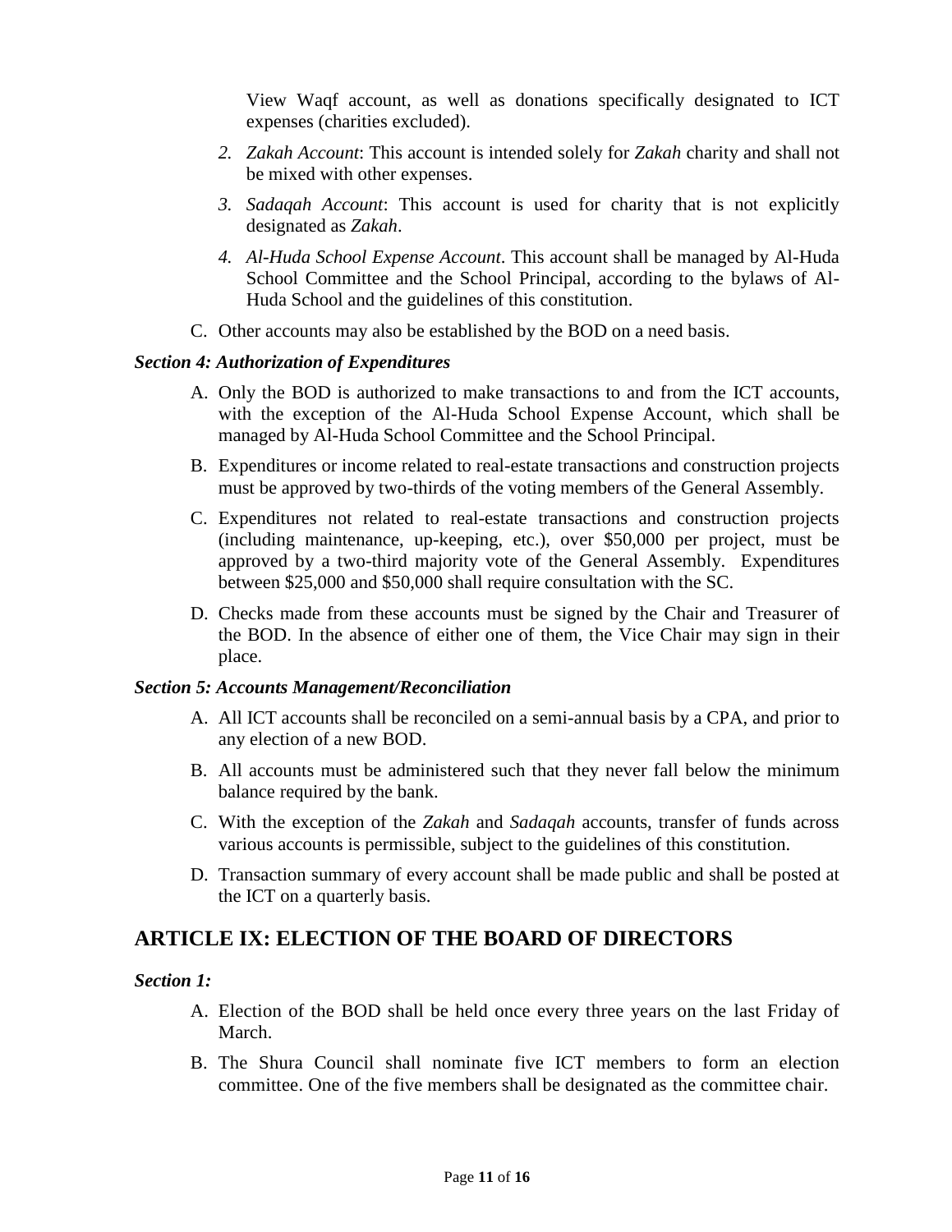View Waqf account, as well as donations specifically designated to ICT expenses (charities excluded).

2. *Zakah Account*: This account is intended solely for *Zakah* charity and shall not be mixed with other expenses.
3. *Sadaqah Account*: This account is used for charity that is not explicitly designated as *Zakah*.
4. *Al-Huda School Expense Account*. This account shall be managed by Al-Huda School Committee and the School Principal, according to the bylaws of Al-Huda School and the guidelines of this constitution.

C. Other accounts may also be established by the BOD on a need basis.

### *Section 4: Authorization of Expenditures*

A. Only the BOD is authorized to make transactions to and from the ICT accounts, with the exception of the Al-Huda School Expense Account, which shall be managed by Al-Huda School Committee and the School Principal.

B. Expenditures or income related to real-estate transactions and construction projects must be approved by two-thirds of the voting members of the General Assembly.

C. Expenditures not related to real-estate transactions and construction projects (including maintenance, up-keeping, etc.), over $50,000 per project, must be approved by a two-third majority vote of the General Assembly. Expenditures between $25,000 and $50,000 shall require consultation with the SC.

D. Checks made from these accounts must be signed by the Chair and Treasurer of the BOD. In the absence of either one of them, the Vice Chair may sign in their place.

### *Section 5: Accounts Management/Reconciliation*

A. All ICT accounts shall be reconciled on a semi-annual basis by a CPA, and prior to any election of a new BOD.

B. All accounts must be administered such that they never fall below the minimum balance required by the bank.

C. With the exception of the *Zakah* and *Sadaqah* accounts, transfer of funds across various accounts is permissible, subject to the guidelines of this constitution.

D. Transaction summary of every account shall be made public and shall be posted at the ICT on a quarterly basis.

## ARTICLE IX: ELECTION OF THE BOARD OF DIRECTORS

### *Section 1:*

A. Election of the BOD shall be held once every three years on the last Friday of March.

B. The Shura Council shall nominate five ICT members to form an election committee. One of the five members shall be designated as the committee chair.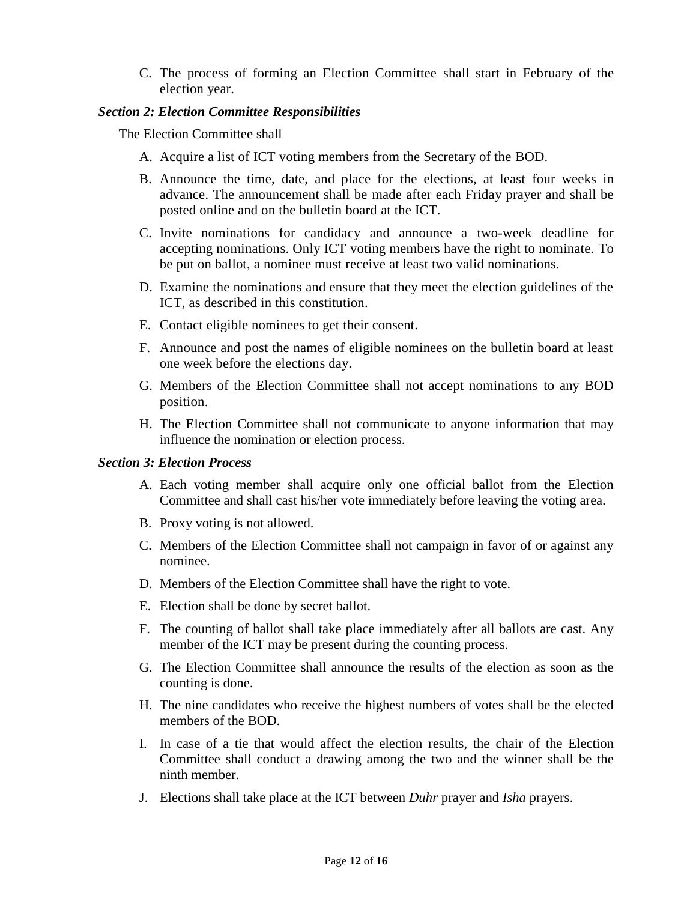C. The process of forming an Election Committee shall start in February of the election year.

***Section 2: Election Committee Responsibilities***

The Election Committee shall

A. Acquire a list of ICT voting members from the Secretary of the BOD.

B. Announce the time, date, and place for the elections, at least four weeks in advance. The announcement shall be made after each Friday prayer and shall be posted online and on the bulletin board at the ICT.

C. Invite nominations for candidacy and announce a two-week deadline for accepting nominations. Only ICT voting members have the right to nominate. To be put on ballot, a nominee must receive at least two valid nominations.

D. Examine the nominations and ensure that they meet the election guidelines of the ICT, as described in this constitution.

E. Contact eligible nominees to get their consent.

F. Announce and post the names of eligible nominees on the bulletin board at least one week before the elections day.

G. Members of the Election Committee shall not accept nominations to any BOD position.

H. The Election Committee shall not communicate to anyone information that may influence the nomination or election process.

***Section 3: Election Process***

A. Each voting member shall acquire only one official ballot from the Election Committee and shall cast his/her vote immediately before leaving the voting area.

B. Proxy voting is not allowed.

C. Members of the Election Committee shall not campaign in favor of or against any nominee.

D. Members of the Election Committee shall have the right to vote.

E. Election shall be done by secret ballot.

F. The counting of ballot shall take place immediately after all ballots are cast. Any member of the ICT may be present during the counting process.

G. The Election Committee shall announce the results of the election as soon as the counting is done.

H. The nine candidates who receive the highest numbers of votes shall be the elected members of the BOD.

I. In case of a tie that would affect the election results, the chair of the Election Committee shall conduct a drawing among the two and the winner shall be the ninth member.

J. Elections shall take place at the ICT between *Duhr* prayer and *Isha* prayers.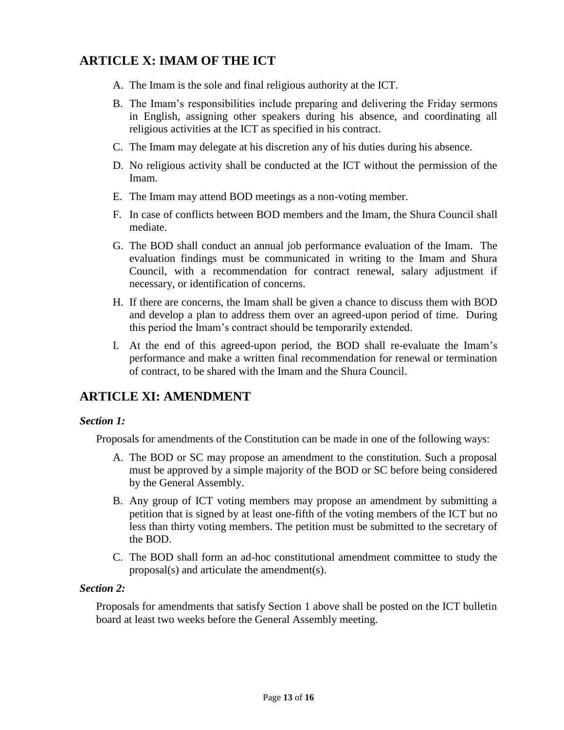## ARTICLE X: IMAM OF THE ICT

A. The Imam is the sole and final religious authority at the ICT.

B. The Imam's responsibilities include preparing and delivering the Friday sermons in English, assigning other speakers during his absence, and coordinating all religious activities at the ICT as specified in his contract.

C. The Imam may delegate at his discretion any of his duties during his absence.

D. No religious activity shall be conducted at the ICT without the permission of the Imam.

E. The Imam may attend BOD meetings as a non-voting member.

F. In case of conflicts between BOD members and the Imam, the Shura Council shall mediate.

G. The BOD shall conduct an annual job performance evaluation of the Imam. The evaluation findings must be communicated in writing to the Imam and Shura Council, with a recommendation for contract renewal, salary adjustment if necessary, or identification of concerns.

H. If there are concerns, the Imam shall be given a chance to discuss them with BOD and develop a plan to address them over an agreed-upon period of time. During this period the Imam's contract should be temporarily extended.

I. At the end of this agreed-upon period, the BOD shall re-evaluate the Imam's performance and make a written final recommendation for renewal or termination of contract, to be shared with the Imam and the Shura Council.

## ARTICLE XI: AMENDMENT

***Section 1:***

Proposals for amendments of the Constitution can be made in one of the following ways:

A. The BOD or SC may propose an amendment to the constitution. Such a proposal must be approved by a simple majority of the BOD or SC before being considered by the General Assembly.

B. Any group of ICT voting members may propose an amendment by submitting a petition that is signed by at least one-fifth of the voting members of the ICT but no less than thirty voting members. The petition must be submitted to the secretary of the BOD.

C. The BOD shall form an ad-hoc constitutional amendment committee to study the proposal(s) and articulate the amendment(s).

***Section 2:***

Proposals for amendments that satisfy Section 1 above shall be posted on the ICT bulletin board at least two weeks before the General Assembly meeting.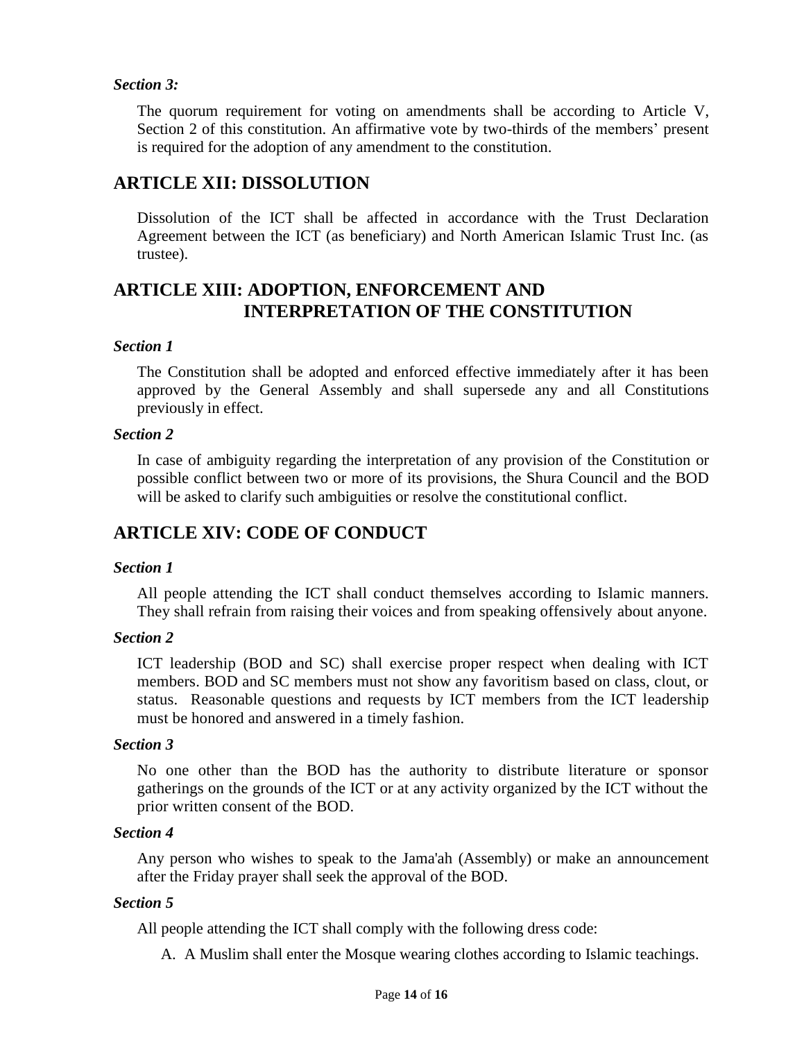*Section 3:*

The quorum requirement for voting on amendments shall be according to Article V, Section 2 of this constitution. An affirmative vote by two-thirds of the members' present is required for the adoption of any amendment to the constitution.

## ARTICLE XII: DISSOLUTION

Dissolution of the ICT shall be affected in accordance with the Trust Declaration Agreement between the ICT (as beneficiary) and North American Islamic Trust Inc. (as trustee).

## ARTICLE XIII: ADOPTION, ENFORCEMENT AND INTERPRETATION OF THE CONSTITUTION

*Section 1*

The Constitution shall be adopted and enforced effective immediately after it has been approved by the General Assembly and shall supersede any and all Constitutions previously in effect.

*Section 2*

In case of ambiguity regarding the interpretation of any provision of the Constitution or possible conflict between two or more of its provisions, the Shura Council and the BOD will be asked to clarify such ambiguities or resolve the constitutional conflict.

## ARTICLE XIV: CODE OF CONDUCT

*Section 1*

All people attending the ICT shall conduct themselves according to Islamic manners. They shall refrain from raising their voices and from speaking offensively about anyone.

*Section 2*

ICT leadership (BOD and SC) shall exercise proper respect when dealing with ICT members. BOD and SC members must not show any favoritism based on class, clout, or status. Reasonable questions and requests by ICT members from the ICT leadership must be honored and answered in a timely fashion.

*Section 3*

No one other than the BOD has the authority to distribute literature or sponsor gatherings on the grounds of the ICT or at any activity organized by the ICT without the prior written consent of the BOD.

*Section 4*

Any person who wishes to speak to the Jama'ah (Assembly) or make an announcement after the Friday prayer shall seek the approval of the BOD.

*Section 5*

All people attending the ICT shall comply with the following dress code:

A. A Muslim shall enter the Mosque wearing clothes according to Islamic teachings.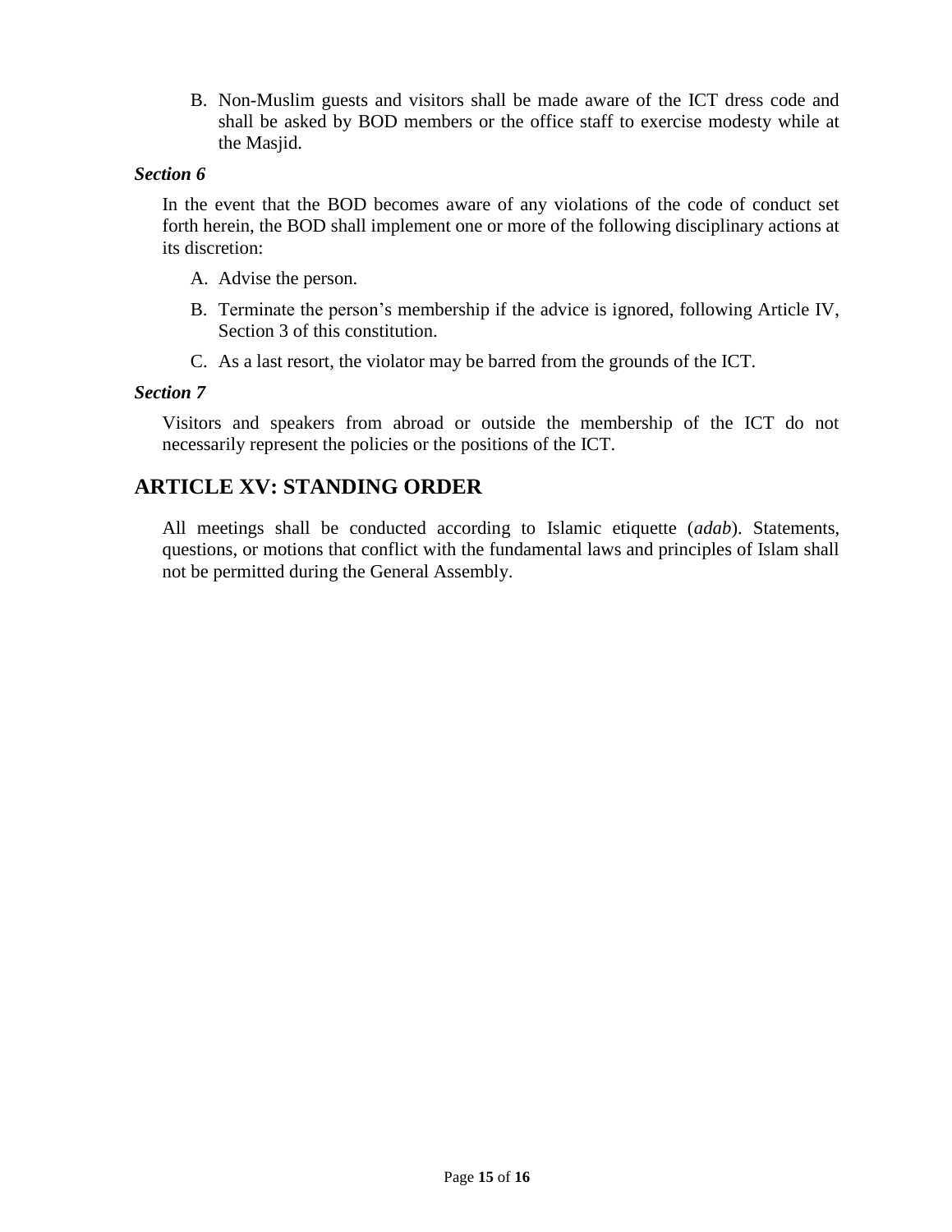B. Non-Muslim guests and visitors shall be made aware of the ICT dress code and shall be asked by BOD members or the office staff to exercise modesty while at the Masjid.

***Section 6***

In the event that the BOD becomes aware of any violations of the code of conduct set forth herein, the BOD shall implement one or more of the following disciplinary actions at its discretion:

A. Advise the person.

B. Terminate the person's membership if the advice is ignored, following Article IV, Section 3 of this constitution.

C. As a last resort, the violator may be barred from the grounds of the ICT.

***Section 7***

Visitors and speakers from abroad or outside the membership of the ICT do not necessarily represent the policies or the positions of the ICT.

## ARTICLE XV: STANDING ORDER

All meetings shall be conducted according to Islamic etiquette (*adab*). Statements, questions, or motions that conflict with the fundamental laws and principles of Islam shall not be permitted during the General Assembly.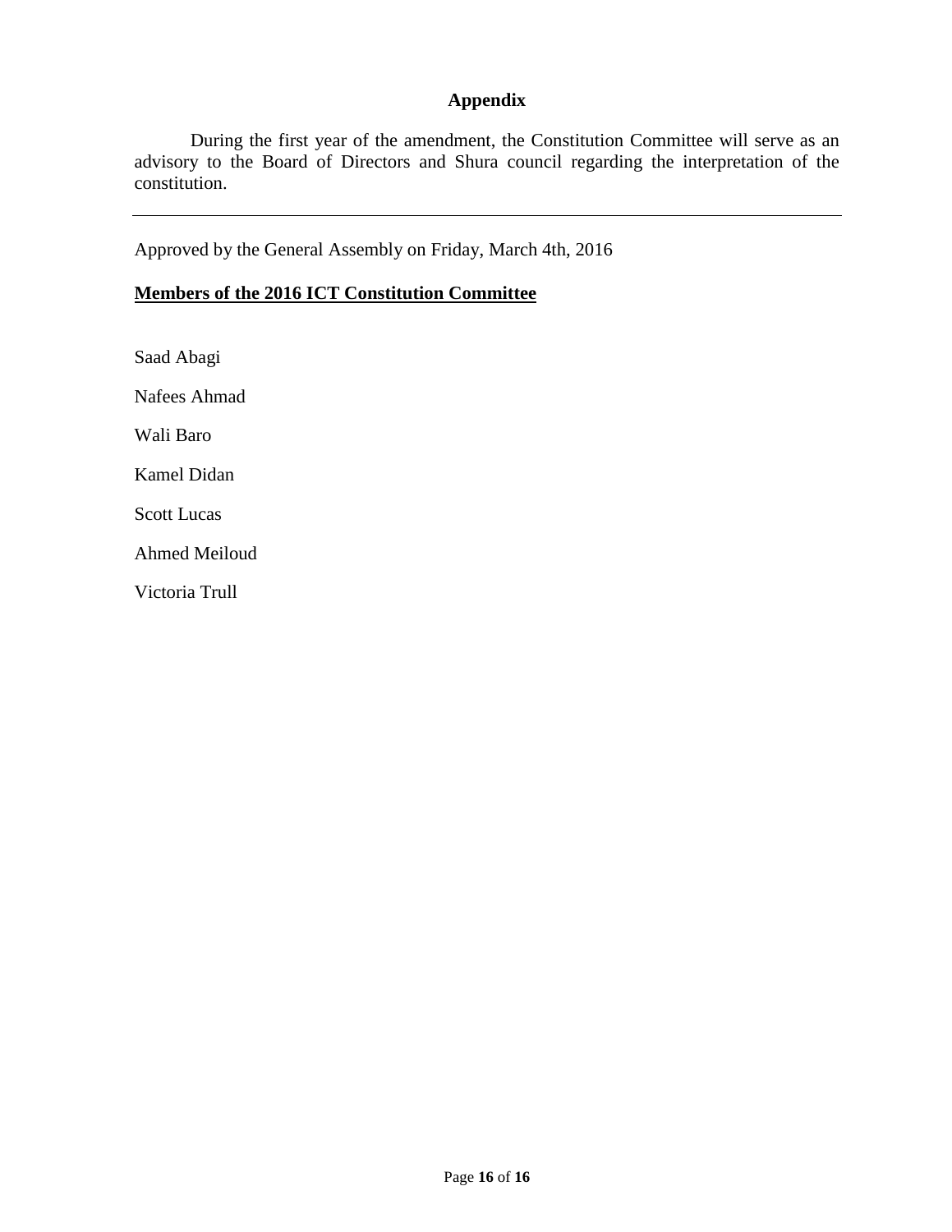## Appendix

During the first year of the amendment, the Constitution Committee will serve as an advisory to the Board of Directors and Shura council regarding the interpretation of the constitution.

---

Approved by the General Assembly on Friday, March 4th, 2016

**Members of the 2016 ICT Constitution Committee**

Saad Abagi

Nafees Ahmad

Wali Baro

Kamel Didan

Scott Lucas

Ahmed Meiloud

Victoria Trull